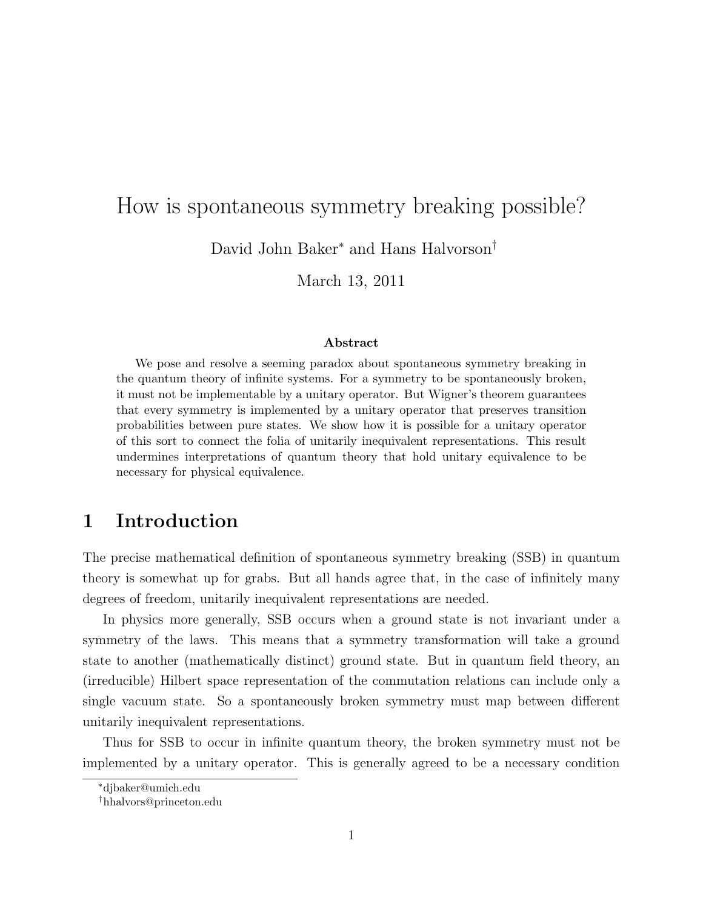# How is spontaneous symmetry breaking possible?

David John Baker[*] and Hans Halvorson[†]

March 13, 2011

### Abstract

We pose and resolve a seeming paradox about spontaneous symmetry breaking in the quantum theory of infinite systems. For a symmetry to be spontaneously broken, it must not be implementable by a unitary operator. But Wigner's theorem guarantees that every symmetry is implemented by a unitary operator that preserves transition probabilities between pure states. We show how it is possible for a unitary operator of this sort to connect the folia of unitarily inequivalent representations. This result undermines interpretations of quantum theory that hold unitary equivalence to be necessary for physical equivalence.

## 1 Introduction

The precise mathematical definition of spontaneous symmetry breaking (SSB) in quantum theory is somewhat up for grabs. But all hands agree that, in the case of infinitely many degrees of freedom, unitarily inequivalent representations are needed.

In physics more generally, SSB occurs when a ground state is not invariant under a symmetry of the laws. This means that a symmetry transformation will take a ground state to another (mathematically distinct) ground state. But in quantum field theory, an (irreducible) Hilbert space representation of the commutation relations can include only a single vacuum state. So a spontaneously broken symmetry must map between different unitarily inequivalent representations.

Thus for SSB to occur in infinite quantum theory, the broken symmetry must not be implemented by a unitary operator. This is generally agreed to be a necessary condition

[*] djbaker@umich.edu

[†] hhalvors@princeton.edu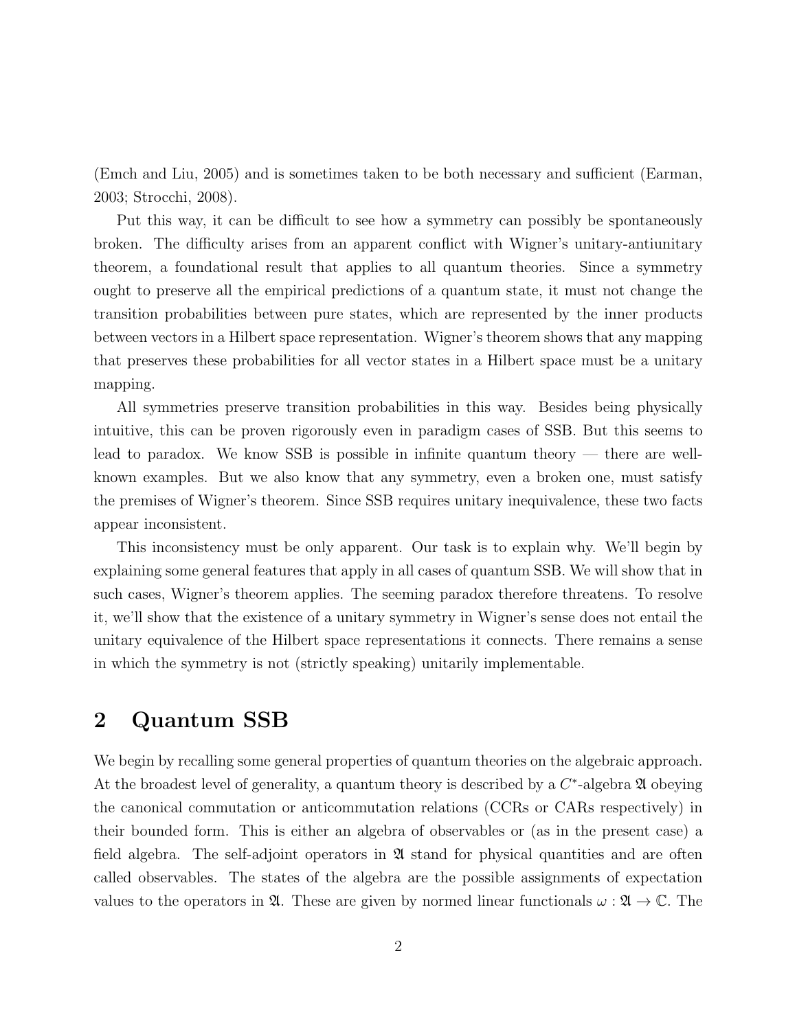(Emch and Liu, 2005) and is sometimes taken to be both necessary and sufficient (Earman, 2003; Strocchi, 2008).

Put this way, it can be difficult to see how a symmetry can possibly be spontaneously broken. The difficulty arises from an apparent conflict with Wigner's unitary-antiunitary theorem, a foundational result that applies to all quantum theories. Since a symmetry ought to preserve all the empirical predictions of a quantum state, it must not change the transition probabilities between pure states, which are represented by the inner products between vectors in a Hilbert space representation. Wigner's theorem shows that any mapping that preserves these probabilities for all vector states in a Hilbert space must be a unitary mapping.

All symmetries preserve transition probabilities in this way. Besides being physically intuitive, this can be proven rigorously even in paradigm cases of SSB. But this seems to lead to paradox. We know SSB is possible in infinite quantum theory — there are well-known examples. But we also know that any symmetry, even a broken one, must satisfy the premises of Wigner's theorem. Since SSB requires unitary inequivalence, these two facts appear inconsistent.

This inconsistency must be only apparent. Our task is to explain why. We'll begin by explaining some general features that apply in all cases of quantum SSB. We will show that in such cases, Wigner's theorem applies. The seeming paradox therefore threatens. To resolve it, we'll show that the existence of a unitary symmetry in Wigner's sense does not entail the unitary equivalence of the Hilbert space representations it connects. There remains a sense in which the symmetry is not (strictly speaking) unitarily implementable.

## 2 Quantum SSB

We begin by recalling some general properties of quantum theories on the algebraic approach. At the broadest level of generality, a quantum theory is described by a $C^*$-algebra $\mathfrak{A}$ obeying the canonical commutation or anticommutation relations (CCRs or CARs respectively) in their bounded form. This is either an algebra of observables or (as in the present case) a field algebra. The self-adjoint operators in $\mathfrak{A}$ stand for physical quantities and are often called observables. The states of the algebra are the possible assignments of expectation values to the operators in $\mathfrak{A}$. These are given by normed linear functionals $\omega : \mathfrak{A} \to \mathbb{C}$. The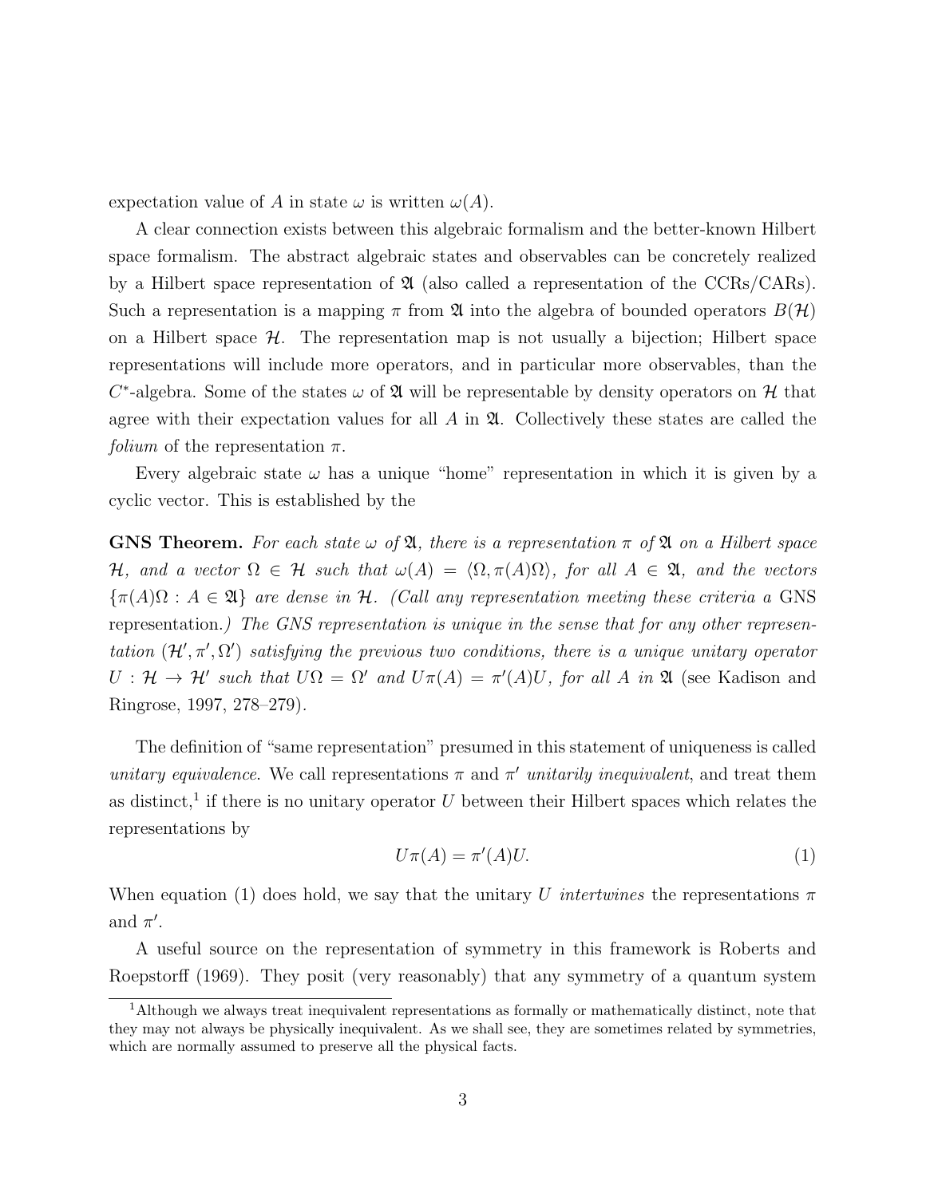expectation value of $A$ in state $\omega$ is written $\omega(A)$.

A clear connection exists between this algebraic formalism and the better-known Hilbert space formalism. The abstract algebraic states and observables can be concretely realized by a Hilbert space representation of $\mathfrak{A}$ (also called a representation of the CCRs/CARs). Such a representation is a mapping $\pi$ from $\mathfrak{A}$ into the algebra of bounded operators $B(\mathcal{H})$ on a Hilbert space $\mathcal{H}$. The representation map is not usually a bijection; Hilbert space representations will include more operators, and in particular more observables, than the $C^*$-algebra. Some of the states $\omega$ of $\mathfrak{A}$ will be representable by density operators on $\mathcal{H}$ that agree with their expectation values for all $A$ in $\mathfrak{A}$. Collectively these states are called the *folium* of the representation $\pi$.

Every algebraic state $\omega$ has a unique "home" representation in which it is given by a cyclic vector. This is established by the

**GNS Theorem.** *For each state $\omega$ of $\mathfrak{A}$, there is a representation $\pi$ of $\mathfrak{A}$ on a Hilbert space $\mathcal{H}$, and a vector $\Omega \in \mathcal{H}$ such that $\omega(A) = \langle \Omega, \pi(A)\Omega \rangle$, for all $A \in \mathfrak{A}$, and the vectors $\{\pi(A)\Omega : A \in \mathfrak{A}\}$ are dense in $\mathcal{H}$. (Call any representation meeting these criteria a* GNS representation*.) The GNS representation is unique in the sense that for any other representation $(\mathcal{H}', \pi', \Omega')$ satisfying the previous two conditions, there is a unique unitary operator $U : \mathcal{H} \to \mathcal{H}'$ such that $U\Omega = \Omega'$ and $U\pi(A) = \pi'(A)U$, for all $A$ in $\mathfrak{A}$* (see Kadison and Ringrose, 1997, 278–279).

The definition of "same representation" presumed in this statement of uniqueness is called *unitary equivalence*. We call representations $\pi$ and $\pi'$ *unitarily inequivalent*, and treat them as distinct,[1] if there is no unitary operator $U$ between their Hilbert spaces which relates the representations by

$$U\pi(A) = \pi'(A)U. \tag{1}$$

When equation (1) does hold, we say that the unitary $U$ *intertwines* the representations $\pi$ and $\pi'$.

A useful source on the representation of symmetry in this framework is Roberts and Roepstorff (1969). They posit (very reasonably) that any symmetry of a quantum system

[1] Although we always treat inequivalent representations as formally or mathematically distinct, note that they may not always be physically inequivalent. As we shall see, they are sometimes related by symmetries, which are normally assumed to preserve all the physical facts.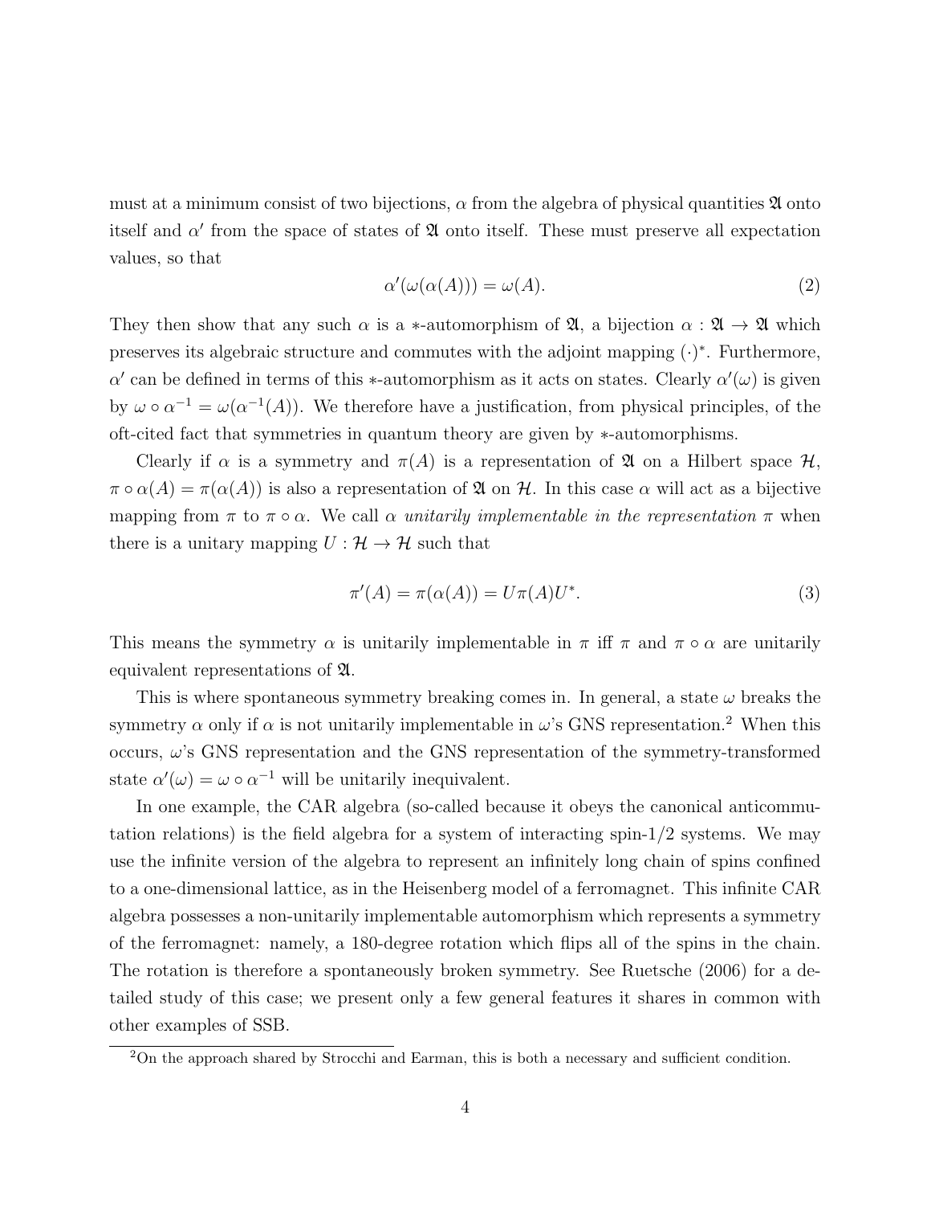must at a minimum consist of two bijections, $\alpha$ from the algebra of physical quantities $\mathfrak{A}$ onto itself and $\alpha'$ from the space of states of $\mathfrak{A}$ onto itself. These must preserve all expectation values, so that

$$\alpha'(\omega(\alpha(A))) = \omega(A). \tag{2}$$

They then show that any such $\alpha$ is a $*$-automorphism of $\mathfrak{A}$, a bijection $\alpha : \mathfrak{A} \to \mathfrak{A}$ which preserves its algebraic structure and commutes with the adjoint mapping $(\cdot)^*$. Furthermore, $\alpha'$ can be defined in terms of this $*$-automorphism as it acts on states. Clearly $\alpha'(\omega)$ is given by $\omega \circ \alpha^{-1} = \omega(\alpha^{-1}(A))$. We therefore have a justification, from physical principles, of the oft-cited fact that symmetries in quantum theory are given by $*$-automorphisms.

Clearly if $\alpha$ is a symmetry and $\pi(A)$ is a representation of $\mathfrak{A}$ on a Hilbert space $\mathcal{H}$, $\pi \circ \alpha(A) = \pi(\alpha(A))$ is also a representation of $\mathfrak{A}$ on $\mathcal{H}$. In this case $\alpha$ will act as a bijective mapping from $\pi$ to $\pi \circ \alpha$. We call $\alpha$ *unitarily implementable in the representation* $\pi$ when there is a unitary mapping $U : \mathcal{H} \to \mathcal{H}$ such that

$$\pi'(A) = \pi(\alpha(A)) = U\pi(A)U^*. \tag{3}$$

This means the symmetry $\alpha$ is unitarily implementable in $\pi$ iff $\pi$ and $\pi \circ \alpha$ are unitarily equivalent representations of $\mathfrak{A}$.

This is where spontaneous symmetry breaking comes in. In general, a state $\omega$ breaks the symmetry $\alpha$ only if $\alpha$ is not unitarily implementable in $\omega$'s GNS representation.[2] When this occurs, $\omega$'s GNS representation and the GNS representation of the symmetry-transformed state $\alpha'(\omega) = \omega \circ \alpha^{-1}$ will be unitarily inequivalent.

In one example, the CAR algebra (so-called because it obeys the canonical anticommutation relations) is the field algebra for a system of interacting spin-1/2 systems. We may use the infinite version of the algebra to represent an infinitely long chain of spins confined to a one-dimensional lattice, as in the Heisenberg model of a ferromagnet. This infinite CAR algebra possesses a non-unitarily implementable automorphism which represents a symmetry of the ferromagnet: namely, a 180-degree rotation which flips all of the spins in the chain. The rotation is therefore a spontaneously broken symmetry. See Ruetsche (2006) for a detailed study of this case; we present only a few general features it shares in common with other examples of SSB.

[2] On the approach shared by Strocchi and Earman, this is both a necessary and sufficient condition.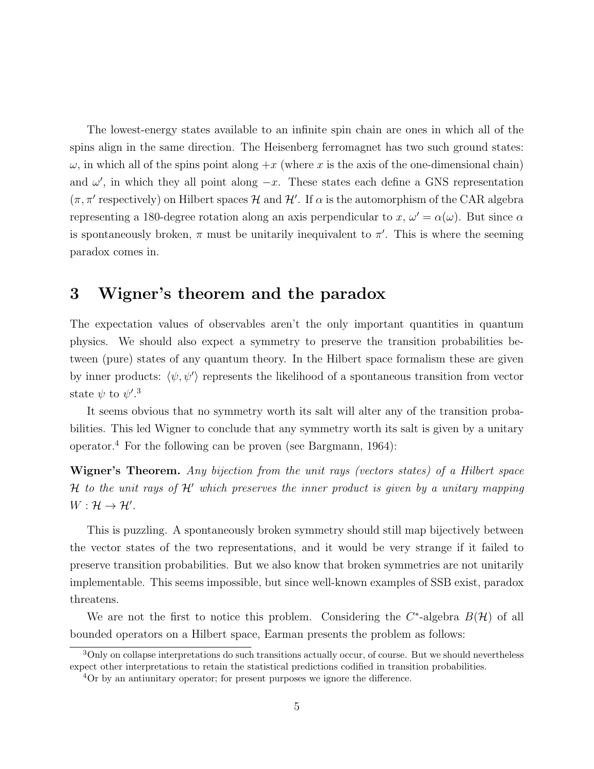The lowest-energy states available to an infinite spin chain are ones in which all of the spins align in the same direction. The Heisenberg ferromagnet has two such ground states: $\omega$, in which all of the spins point along $+x$ (where $x$ is the axis of the one-dimensional chain) and $\omega'$, in which they all point along $-x$. These states each define a GNS representation ($\pi, \pi'$ respectively) on Hilbert spaces $\mathcal{H}$ and $\mathcal{H}'$. If $\alpha$ is the automorphism of the CAR algebra representing a 180-degree rotation along an axis perpendicular to $x$, $\omega' = \alpha(\omega)$. But since $\alpha$ is spontaneously broken, $\pi$ must be unitarily inequivalent to $\pi'$. This is where the seeming paradox comes in.

# 3 Wigner's theorem and the paradox

The expectation values of observables aren't the only important quantities in quantum physics. We should also expect a symmetry to preserve the transition probabilities between (pure) states of any quantum theory. In the Hilbert space formalism these are given by inner products: $\langle \psi, \psi' \rangle$ represents the likelihood of a spontaneous transition from vector state $\psi$ to $\psi'$.[3]

It seems obvious that no symmetry worth its salt will alter any of the transition probabilities. This led Wigner to conclude that any symmetry worth its salt is given by a unitary operator.[4] For the following can be proven (see Bargmann, 1964):

**Wigner's Theorem.** *Any bijection from the unit rays (vectors states) of a Hilbert space $\mathcal{H}$ to the unit rays of $\mathcal{H}'$ which preserves the inner product is given by a unitary mapping $W : \mathcal{H} \to \mathcal{H}'$.*

This is puzzling. A spontaneously broken symmetry should still map bijectively between the vector states of the two representations, and it would be very strange if it failed to preserve transition probabilities. But we also know that broken symmetries are not unitarily implementable. This seems impossible, but since well-known examples of SSB exist, paradox threatens.

We are not the first to notice this problem. Considering the $C^*$-algebra $B(\mathcal{H})$ of all bounded operators on a Hilbert space, Earman presents the problem as follows:

[3] Only on collapse interpretations do such transitions actually occur, of course. But we should nevertheless expect other interpretations to retain the statistical predictions codified in transition probabilities.

[4] Or by an antiunitary operator; for present purposes we ignore the difference.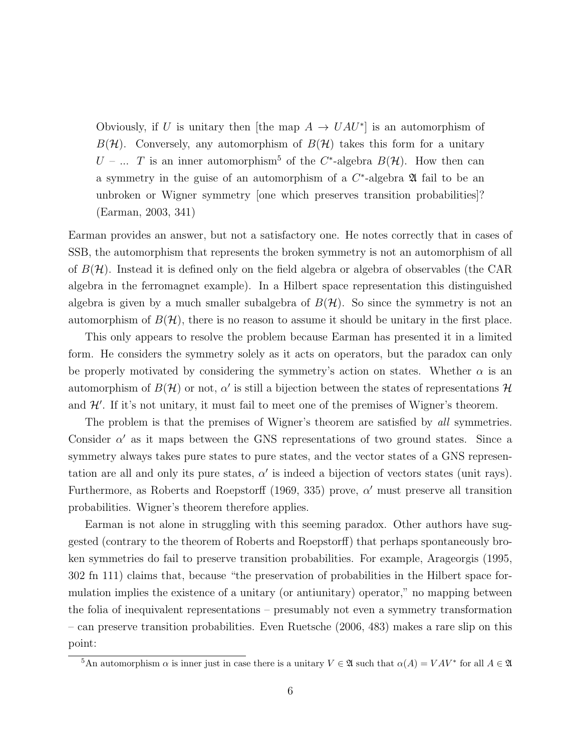> Obviously, if $U$ is unitary then [the map $A \to UAU^*$] is an automorphism of $B(\mathcal{H})$. Conversely, any automorphism of $B(\mathcal{H})$ takes this form for a unitary $U$ – ... $T$ is an inner automorphism[5] of the $C^*$-algebra $B(\mathcal{H})$. How then can a symmetry in the guise of an automorphism of a $C^*$-algebra $\mathfrak{A}$ fail to be an unbroken or Wigner symmetry [one which preserves transition probabilities]? (Earman, 2003, 341)

Earman provides an answer, but not a satisfactory one. He notes correctly that in cases of SSB, the automorphism that represents the broken symmetry is not an automorphism of all of $B(\mathcal{H})$. Instead it is defined only on the field algebra or algebra of observables (the CAR algebra in the ferromagnet example). In a Hilbert space representation this distinguished algebra is given by a much smaller subalgebra of $B(\mathcal{H})$. So since the symmetry is not an automorphism of $B(\mathcal{H})$, there is no reason to assume it should be unitary in the first place.

This only appears to resolve the problem because Earman has presented it in a limited form. He considers the symmetry solely as it acts on operators, but the paradox can only be properly motivated by considering the symmetry's action on states. Whether $\alpha$ is an automorphism of $B(\mathcal{H})$ or not, $\alpha'$ is still a bijection between the states of representations $\mathcal{H}$ and $\mathcal{H}'$. If it's not unitary, it must fail to meet one of the premises of Wigner's theorem.

The problem is that the premises of Wigner's theorem are satisfied by *all* symmetries. Consider $\alpha'$ as it maps between the GNS representations of two ground states. Since a symmetry always takes pure states to pure states, and the vector states of a GNS representation are all and only its pure states, $\alpha'$ is indeed a bijection of vectors states (unit rays). Furthermore, as Roberts and Roepstorff (1969, 335) prove, $\alpha'$ must preserve all transition probabilities. Wigner's theorem therefore applies.

Earman is not alone in struggling with this seeming paradox. Other authors have suggested (contrary to the theorem of Roberts and Roepstorff) that perhaps spontaneously broken symmetries do fail to preserve transition probabilities. For example, Arageorgis (1995, 302 fn 111) claims that, because "the preservation of probabilities in the Hilbert space formulation implies the existence of a unitary (or antiunitary) operator," no mapping between the folia of inequivalent representations – presumably not even a symmetry transformation – can preserve transition probabilities. Even Ruetsche (2006, 483) makes a rare slip on this point:

[5] An automorphism $\alpha$ is inner just in case there is a unitary $V \in \mathfrak{A}$ such that $\alpha(A) = VAV^*$ for all $A \in \mathfrak{A}$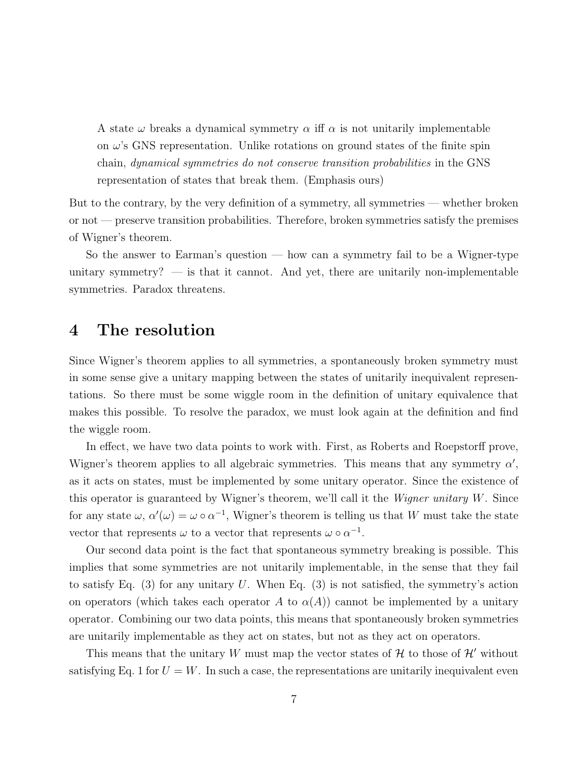> A state $\omega$ breaks a dynamical symmetry $\alpha$ iff $\alpha$ is not unitarily implementable on $\omega$'s GNS representation. Unlike rotations on ground states of the finite spin chain, *dynamical symmetries do not conserve transition probabilities* in the GNS representation of states that break them. (Emphasis ours)

But to the contrary, by the very definition of a symmetry, all symmetries — whether broken or not — preserve transition probabilities. Therefore, broken symmetries satisfy the premises of Wigner's theorem.

So the answer to Earman's question — how can a symmetry fail to be a Wigner-type unitary symmetry? — is that it cannot. And yet, there are unitarily non-implementable symmetries. Paradox threatens.

# 4 The resolution

Since Wigner's theorem applies to all symmetries, a spontaneously broken symmetry must in some sense give a unitary mapping between the states of unitarily inequivalent representations. So there must be some wiggle room in the definition of unitary equivalence that makes this possible. To resolve the paradox, we must look again at the definition and find the wiggle room.

In effect, we have two data points to work with. First, as Roberts and Roepstorff prove, Wigner's theorem applies to all algebraic symmetries. This means that any symmetry $\alpha'$, as it acts on states, must be implemented by some unitary operator. Since the existence of this operator is guaranteed by Wigner's theorem, we'll call it the *Wigner unitary* $W$. Since for any state $\omega$, $\alpha'(\omega) = \omega \circ \alpha^{-1}$, Wigner's theorem is telling us that $W$ must take the state vector that represents $\omega$ to a vector that represents $\omega \circ \alpha^{-1}$.

Our second data point is the fact that spontaneous symmetry breaking is possible. This implies that some symmetries are not unitarily implementable, in the sense that they fail to satisfy Eq. (3) for any unitary $U$. When Eq. (3) is not satisfied, the symmetry's action on operators (which takes each operator $A$ to $\alpha(A)$) cannot be implemented by a unitary operator. Combining our two data points, this means that spontaneously broken symmetries are unitarily implementable as they act on states, but not as they act on operators.

This means that the unitary $W$ must map the vector states of $\mathcal{H}$ to those of $\mathcal{H}'$ without satisfying Eq. 1 for $U = W$. In such a case, the representations are unitarily inequivalent even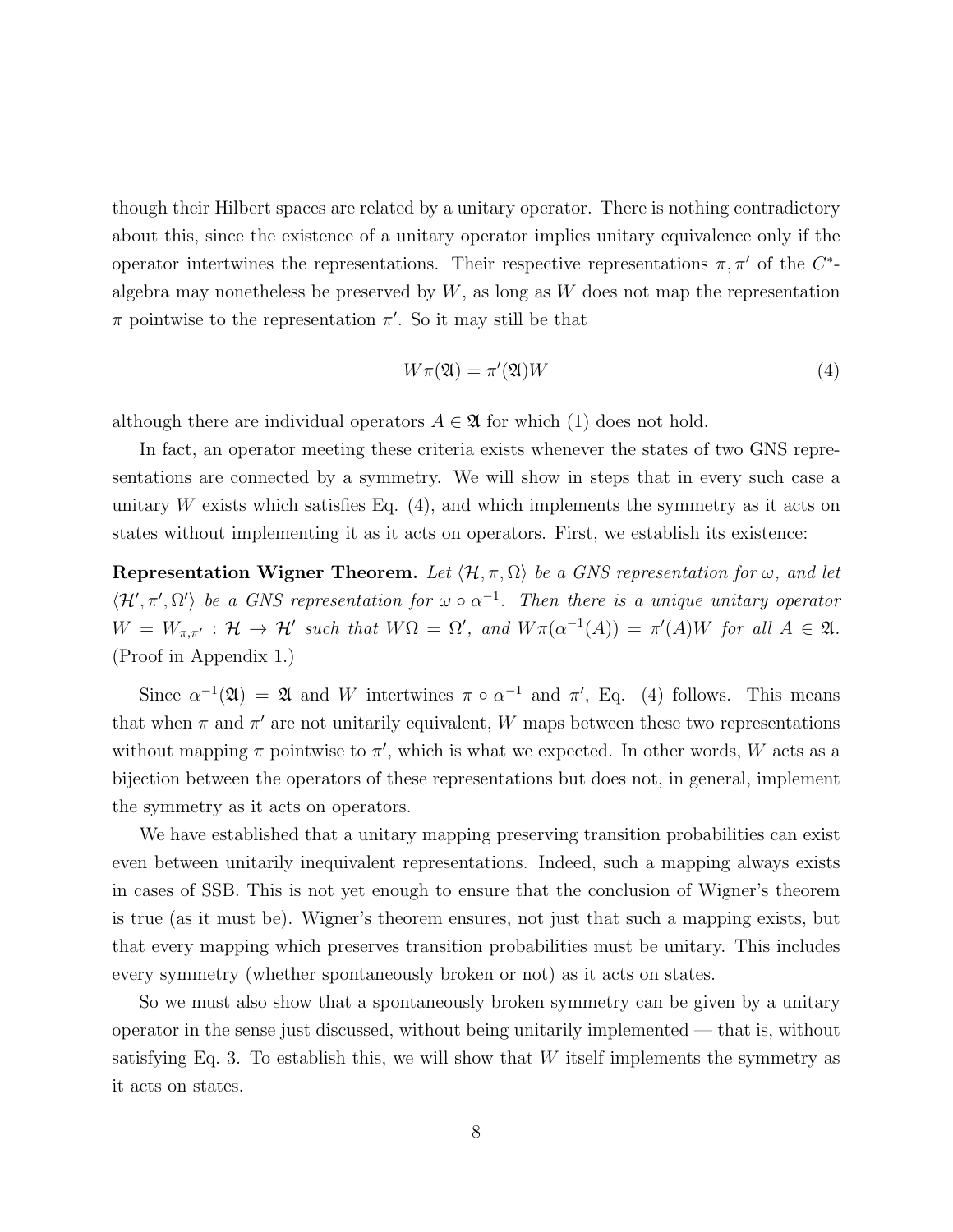though their Hilbert spaces are related by a unitary operator. There is nothing contradictory about this, since the existence of a unitary operator implies unitary equivalence only if the operator intertwines the representations. Their respective representations $\pi, \pi'$ of the $C^*$-algebra may nonetheless be preserved by $W$, as long as $W$ does not map the representation $\pi$ pointwise to the representation $\pi'$. So it may still be that

$$W\pi(\mathfrak{A}) = \pi'(\mathfrak{A})W \tag{4}$$

although there are individual operators $A \in \mathfrak{A}$ for which (1) does not hold.

In fact, an operator meeting these criteria exists whenever the states of two GNS representations are connected by a symmetry. We will show in steps that in every such case a unitary $W$ exists which satisfies Eq. (4), and which implements the symmetry as it acts on states without implementing it as it acts on operators. First, we establish its existence:

**Representation Wigner Theorem.** *Let $\langle \mathcal{H}, \pi, \Omega \rangle$ be a GNS representation for $\omega$, and let $\langle \mathcal{H}', \pi', \Omega' \rangle$ be a GNS representation for $\omega \circ \alpha^{-1}$. Then there is a unique unitary operator $W = W_{\pi,\pi'} : \mathcal{H} \to \mathcal{H}'$ such that $W\Omega = \Omega'$, and $W\pi(\alpha^{-1}(A)) = \pi'(A)W$ for all $A \in \mathfrak{A}$.* (Proof in Appendix 1.)

Since $\alpha^{-1}(\mathfrak{A}) = \mathfrak{A}$ and $W$ intertwines $\pi \circ \alpha^{-1}$ and $\pi'$, Eq. (4) follows. This means that when $\pi$ and $\pi'$ are not unitarily equivalent, $W$ maps between these two representations without mapping $\pi$ pointwise to $\pi'$, which is what we expected. In other words, $W$ acts as a bijection between the operators of these representations but does not, in general, implement the symmetry as it acts on operators.

We have established that a unitary mapping preserving transition probabilities can exist even between unitarily inequivalent representations. Indeed, such a mapping always exists in cases of SSB. This is not yet enough to ensure that the conclusion of Wigner's theorem is true (as it must be). Wigner's theorem ensures, not just that such a mapping exists, but that every mapping which preserves transition probabilities must be unitary. This includes every symmetry (whether spontaneously broken or not) as it acts on states.

So we must also show that a spontaneously broken symmetry can be given by a unitary operator in the sense just discussed, without being unitarily implemented — that is, without satisfying Eq. 3. To establish this, we will show that $W$ itself implements the symmetry as it acts on states.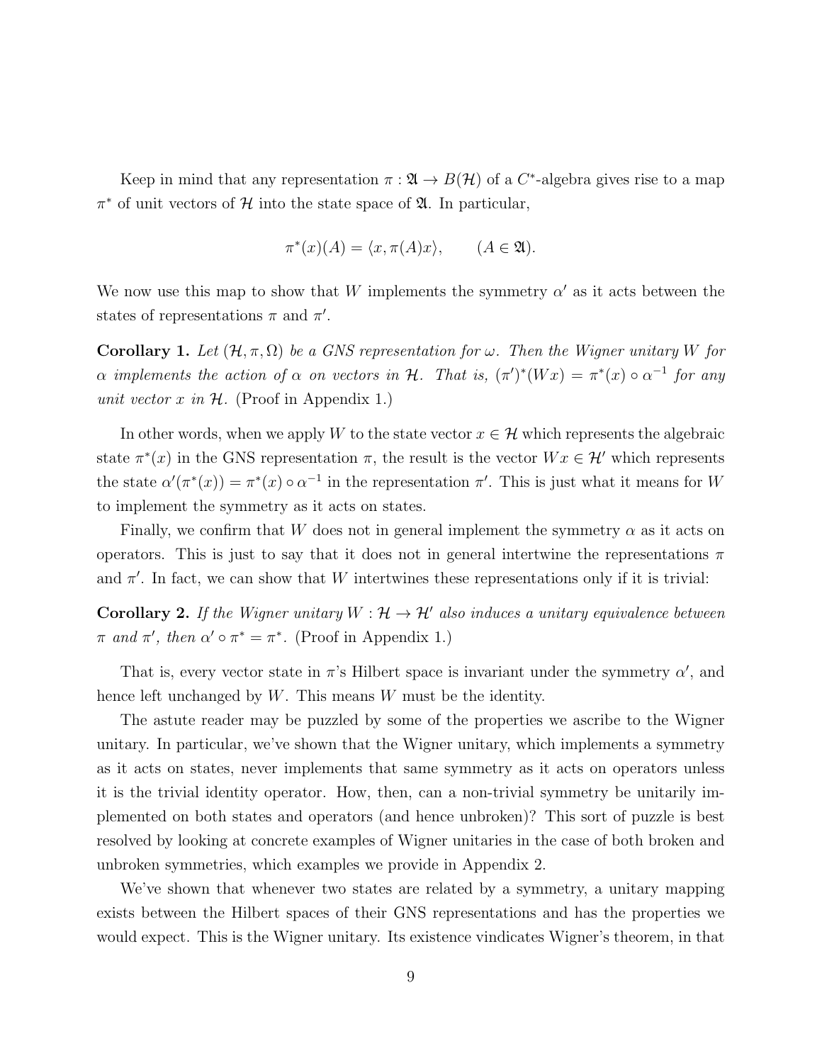Keep in mind that any representation $\pi : \mathfrak{A} \to B(\mathcal{H})$ of a $C^*$-algebra gives rise to a map $\pi^*$ of unit vectors of $\mathcal{H}$ into the state space of $\mathfrak{A}$. In particular,

$$\pi^*(x)(A) = \langle x, \pi(A)x \rangle, \qquad (A \in \mathfrak{A}).$$

We now use this map to show that $W$ implements the symmetry $\alpha'$ as it acts between the states of representations $\pi$ and $\pi'$.

**Corollary 1.** *Let $(\mathcal{H}, \pi, \Omega)$ be a GNS representation for $\omega$. Then the Wigner unitary $W$ for $\alpha$ implements the action of $\alpha$ on vectors in $\mathcal{H}$. That is, $(\pi')^*(Wx) = \pi^*(x) \circ \alpha^{-1}$ for any unit vector $x$ in $\mathcal{H}$.* (Proof in Appendix 1.)

In other words, when we apply $W$ to the state vector $x \in \mathcal{H}$ which represents the algebraic state $\pi^*(x)$ in the GNS representation $\pi$, the result is the vector $Wx \in \mathcal{H}'$ which represents the state $\alpha'(\pi^*(x)) = \pi^*(x) \circ \alpha^{-1}$ in the representation $\pi'$. This is just what it means for $W$ to implement the symmetry as it acts on states.

Finally, we confirm that $W$ does not in general implement the symmetry $\alpha$ as it acts on operators. This is just to say that it does not in general intertwine the representations $\pi$ and $\pi'$. In fact, we can show that $W$ intertwines these representations only if it is trivial:

**Corollary 2.** *If the Wigner unitary $W : \mathcal{H} \to \mathcal{H}'$ also induces a unitary equivalence between $\pi$ and $\pi'$, then $\alpha' \circ \pi^* = \pi^*$.* (Proof in Appendix 1.)

That is, every vector state in $\pi$'s Hilbert space is invariant under the symmetry $\alpha'$, and hence left unchanged by $W$. This means $W$ must be the identity.

The astute reader may be puzzled by some of the properties we ascribe to the Wigner unitary. In particular, we've shown that the Wigner unitary, which implements a symmetry as it acts on states, never implements that same symmetry as it acts on operators unless it is the trivial identity operator. How, then, can a non-trivial symmetry be unitarily implemented on both states and operators (and hence unbroken)? This sort of puzzle is best resolved by looking at concrete examples of Wigner unitaries in the case of both broken and unbroken symmetries, which examples we provide in Appendix 2.

We've shown that whenever two states are related by a symmetry, a unitary mapping exists between the Hilbert spaces of their GNS representations and has the properties we would expect. This is the Wigner unitary. Its existence vindicates Wigner's theorem, in that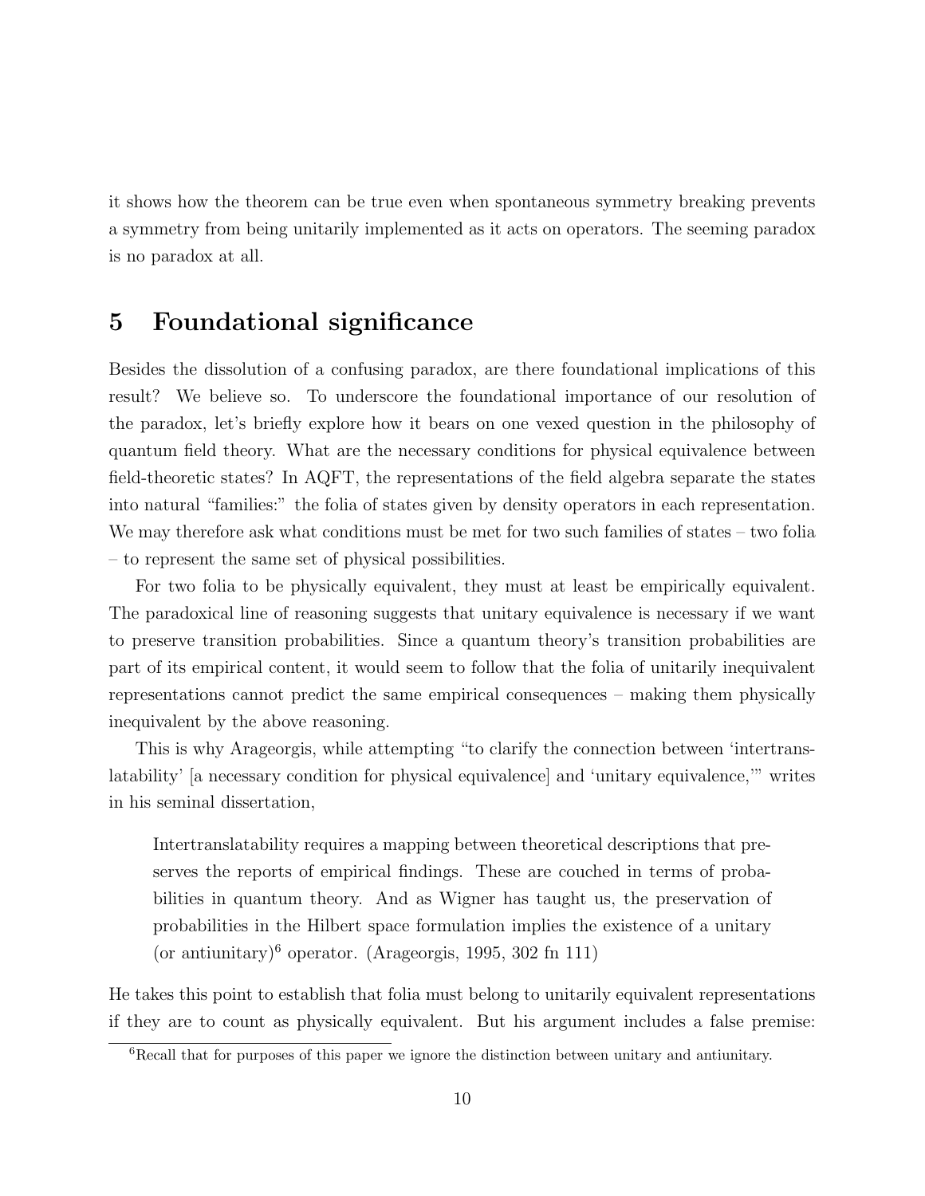it shows how the theorem can be true even when spontaneous symmetry breaking prevents a symmetry from being unitarily implemented as it acts on operators. The seeming paradox is no paradox at all.

## 5 Foundational significance

Besides the dissolution of a confusing paradox, are there foundational implications of this result? We believe so. To underscore the foundational importance of our resolution of the paradox, let's briefly explore how it bears on one vexed question in the philosophy of quantum field theory. What are the necessary conditions for physical equivalence between field-theoretic states? In AQFT, the representations of the field algebra separate the states into natural "families:" the folia of states given by density operators in each representation. We may therefore ask what conditions must be met for two such families of states – two folia – to represent the same set of physical possibilities.

For two folia to be physically equivalent, they must at least be empirically equivalent. The paradoxical line of reasoning suggests that unitary equivalence is necessary if we want to preserve transition probabilities. Since a quantum theory's transition probabilities are part of its empirical content, it would seem to follow that the folia of unitarily inequivalent representations cannot predict the same empirical consequences – making them physically inequivalent by the above reasoning.

This is why Arageorgis, while attempting "to clarify the connection between 'intertranslatability' [a necessary condition for physical equivalence] and 'unitary equivalence,'" writes in his seminal dissertation,

> Intertranslatability requires a mapping between theoretical descriptions that preserves the reports of empirical findings. These are couched in terms of probabilities in quantum theory. And as Wigner has taught us, the preservation of probabilities in the Hilbert space formulation implies the existence of a unitary (or antiunitary)[6] operator. (Arageorgis, 1995, 302 fn 111)

He takes this point to establish that folia must belong to unitarily equivalent representations if they are to count as physically equivalent. But his argument includes a false premise:

[6] Recall that for purposes of this paper we ignore the distinction between unitary and antiunitary.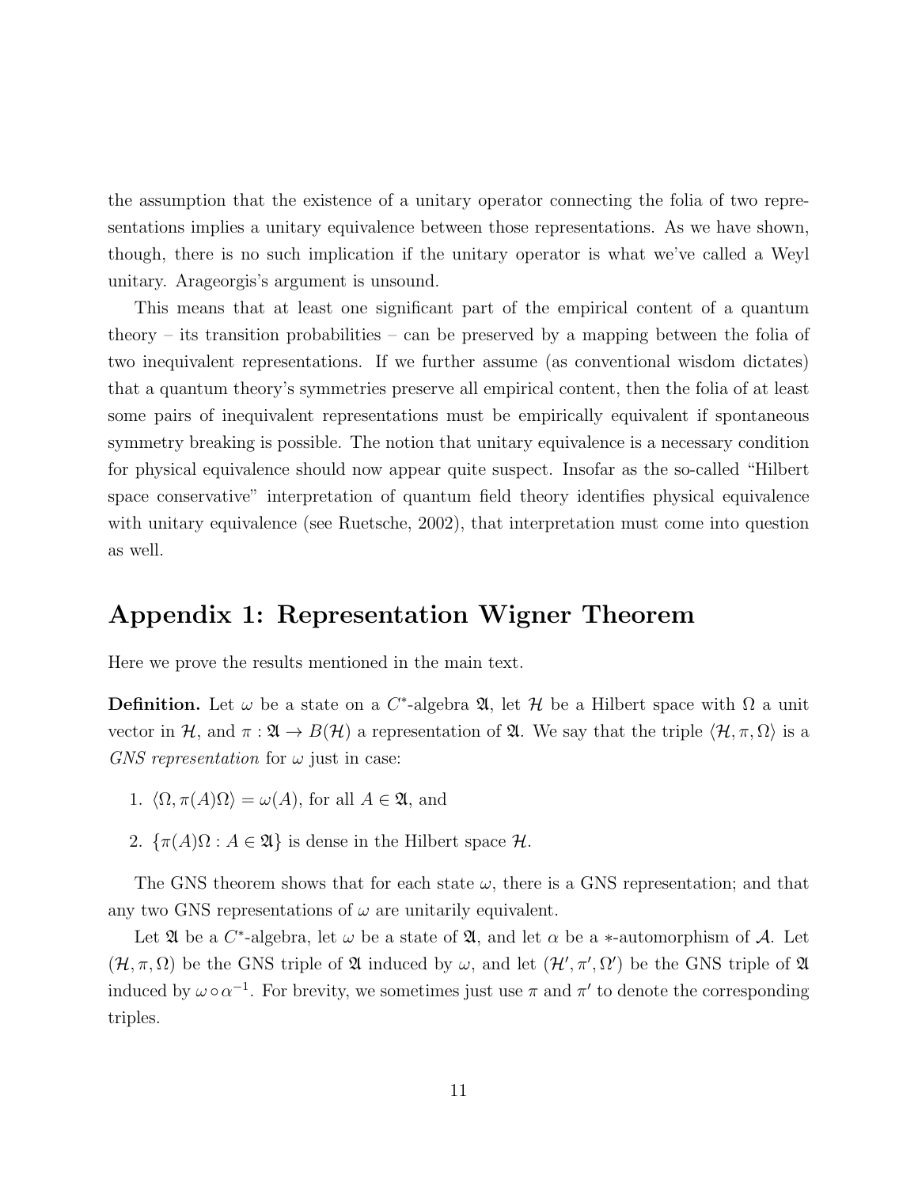the assumption that the existence of a unitary operator connecting the folia of two representations implies a unitary equivalence between those representations. As we have shown, though, there is no such implication if the unitary operator is what we've called a Weyl unitary. Arageorgis's argument is unsound.

This means that at least one significant part of the empirical content of a quantum theory – its transition probabilities – can be preserved by a mapping between the folia of two inequivalent representations. If we further assume (as conventional wisdom dictates) that a quantum theory's symmetries preserve all empirical content, then the folia of at least some pairs of inequivalent representations must be empirically equivalent if spontaneous symmetry breaking is possible. The notion that unitary equivalence is a necessary condition for physical equivalence should now appear quite suspect. Insofar as the so-called "Hilbert space conservative" interpretation of quantum field theory identifies physical equivalence with unitary equivalence (see Ruetsche, 2002), that interpretation must come into question as well.

## Appendix 1: Representation Wigner Theorem

Here we prove the results mentioned in the main text.

**Definition.** Let $\omega$ be a state on a $C^*$-algebra $\mathfrak{A}$, let $\mathcal{H}$ be a Hilbert space with $\Omega$ a unit vector in $\mathcal{H}$, and $\pi : \mathfrak{A} \to B(\mathcal{H})$ a representation of $\mathfrak{A}$. We say that the triple $\langle \mathcal{H}, \pi, \Omega \rangle$ is a *GNS representation* for $\omega$ just in case:

1. $\langle \Omega, \pi(A)\Omega \rangle = \omega(A)$, for all $A \in \mathfrak{A}$, and
2. $\{\pi(A)\Omega : A \in \mathfrak{A}\}$ is dense in the Hilbert space $\mathcal{H}$.

The GNS theorem shows that for each state $\omega$, there is a GNS representation; and that any two GNS representations of $\omega$ are unitarily equivalent.

Let $\mathfrak{A}$ be a $C^*$-algebra, let $\omega$ be a state of $\mathfrak{A}$, and let $\alpha$ be a $*$-automorphism of $\mathcal{A}$. Let $(\mathcal{H}, \pi, \Omega)$ be the GNS triple of $\mathfrak{A}$ induced by $\omega$, and let $(\mathcal{H}', \pi', \Omega')$ be the GNS triple of $\mathfrak{A}$ induced by $\omega \circ \alpha^{-1}$. For brevity, we sometimes just use $\pi$ and $\pi'$ to denote the corresponding triples.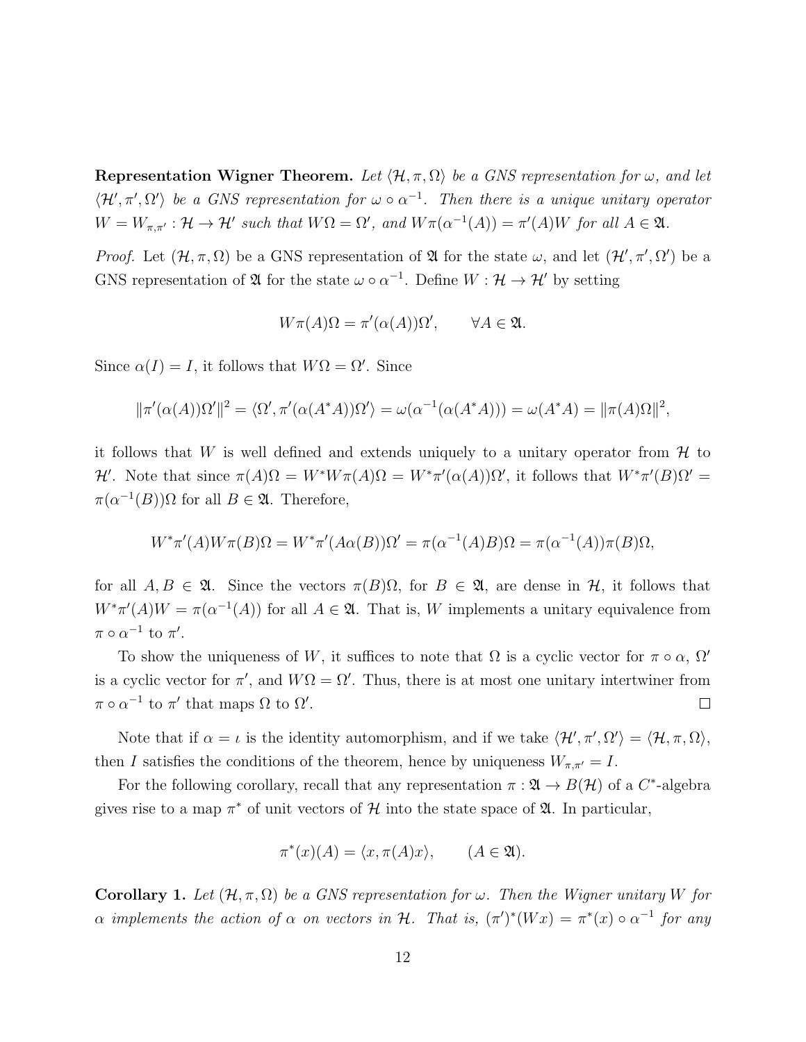**Representation Wigner Theorem.** *Let $\langle \mathcal{H}, \pi, \Omega \rangle$ be a GNS representation for $\omega$, and let $\langle \mathcal{H}', \pi', \Omega' \rangle$ be a GNS representation for $\omega \circ \alpha^{-1}$. Then there is a unique unitary operator $W = W_{\pi,\pi'} : \mathcal{H} \to \mathcal{H}'$ such that $W\Omega = \Omega'$, and $W\pi(\alpha^{-1}(A)) = \pi'(A)W$ for all $A \in \mathfrak{A}$.*

*Proof.* Let $(\mathcal{H}, \pi, \Omega)$ be a GNS representation of $\mathfrak{A}$ for the state $\omega$, and let $(\mathcal{H}', \pi', \Omega')$ be a GNS representation of $\mathfrak{A}$ for the state $\omega \circ \alpha^{-1}$. Define $W : \mathcal{H} \to \mathcal{H}'$ by setting

$$W\pi(A)\Omega = \pi'(\alpha(A))\Omega', \qquad \forall A \in \mathfrak{A}.$$

Since $\alpha(I) = I$, it follows that $W\Omega = \Omega'$. Since

$$\|\pi'(\alpha(A))\Omega'\|^2 = \langle \Omega', \pi'(\alpha(A^*A))\Omega' \rangle = \omega(\alpha^{-1}(\alpha(A^*A))) = \omega(A^*A) = \|\pi(A)\Omega\|^2,$$

it follows that $W$ is well defined and extends uniquely to a unitary operator from $\mathcal{H}$ to $\mathcal{H}'$. Note that since $\pi(A)\Omega = W^*W\pi(A)\Omega = W^*\pi'(\alpha(A))\Omega'$, it follows that $W^*\pi'(B)\Omega' = \pi(\alpha^{-1}(B))\Omega$ for all $B \in \mathfrak{A}$. Therefore,

$$W^*\pi'(A)W\pi(B)\Omega = W^*\pi'(A\alpha(B))\Omega' = \pi(\alpha^{-1}(A)B)\Omega = \pi(\alpha^{-1}(A))\pi(B)\Omega,$$

for all $A, B \in \mathfrak{A}$. Since the vectors $\pi(B)\Omega$, for $B \in \mathfrak{A}$, are dense in $\mathcal{H}$, it follows that $W^*\pi'(A)W = \pi(\alpha^{-1}(A))$ for all $A \in \mathfrak{A}$. That is, $W$ implements a unitary equivalence from $\pi \circ \alpha^{-1}$ to $\pi'$.

To show the uniqueness of $W$, it suffices to note that $\Omega$ is a cyclic vector for $\pi \circ \alpha$, $\Omega'$ is a cyclic vector for $\pi'$, and $W\Omega = \Omega'$. Thus, there is at most one unitary intertwiner from $\pi \circ \alpha^{-1}$ to $\pi'$ that maps $\Omega$ to $\Omega'$. $\square$

Note that if $\alpha = \iota$ is the identity automorphism, and if we take $\langle \mathcal{H}', \pi', \Omega' \rangle = \langle \mathcal{H}, \pi, \Omega \rangle$, then $I$ satisfies the conditions of the theorem, hence by uniqueness $W_{\pi,\pi'} = I$.

For the following corollary, recall that any representation $\pi : \mathfrak{A} \to B(\mathcal{H})$ of a $C^*$-algebra gives rise to a map $\pi^*$ of unit vectors of $\mathcal{H}$ into the state space of $\mathfrak{A}$. In particular,

$$\pi^*(x)(A) = \langle x, \pi(A)x \rangle, \qquad (A \in \mathfrak{A}).$$

**Corollary 1.** *Let $(\mathcal{H}, \pi, \Omega)$ be a GNS representation for $\omega$. Then the Wigner unitary $W$ for $\alpha$ implements the action of $\alpha$ on vectors in $\mathcal{H}$. That is, $(\pi')^*(Wx) = \pi^*(x) \circ \alpha^{-1}$ for any*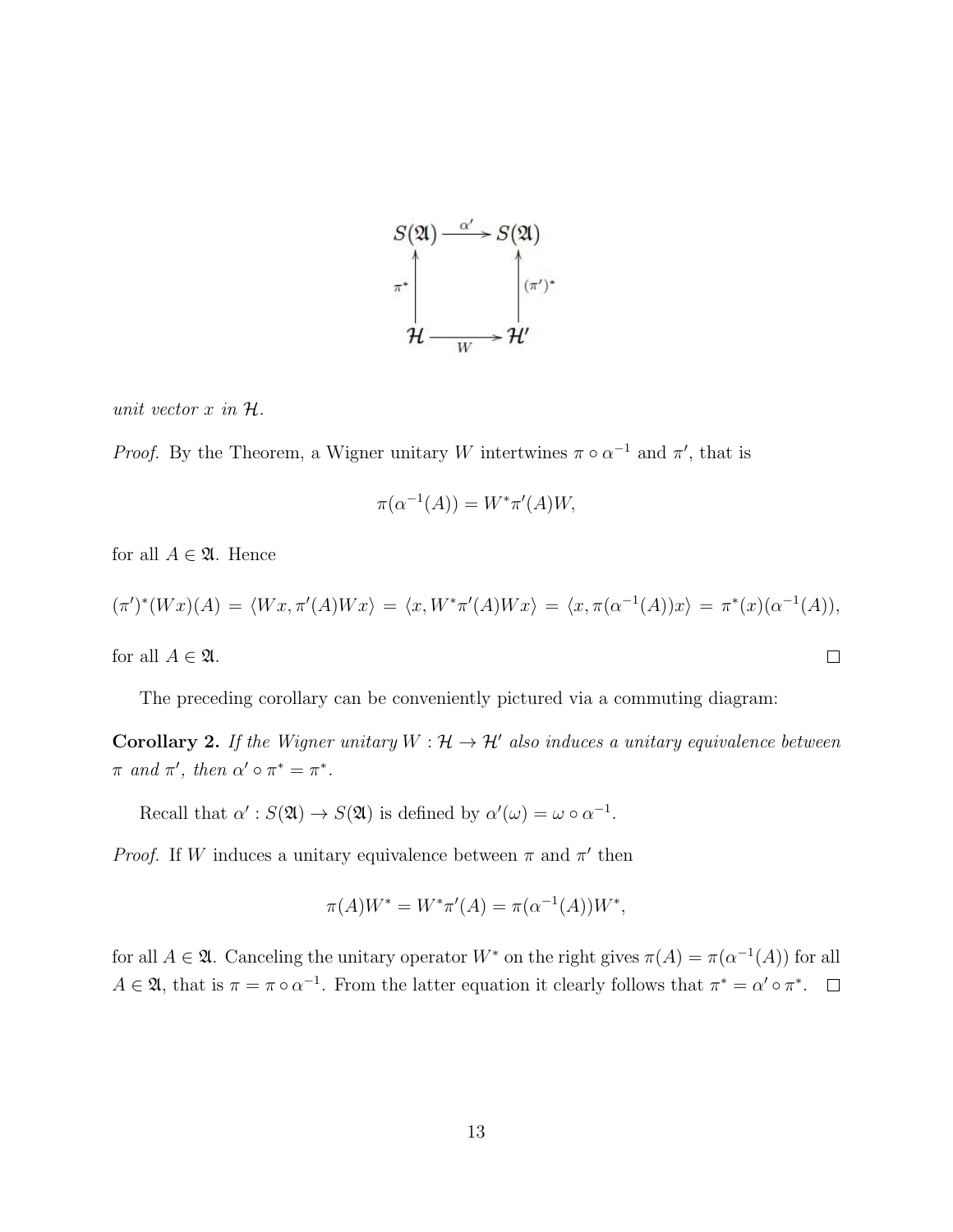$$
\begin{array}{ccc}
S(\mathfrak{A}) & \xrightarrow{\alpha'} & S(\mathfrak{A}) \\
\uparrow{\scriptstyle \pi^*} & & \uparrow{\scriptstyle (\pi')^*} \\
\mathcal{H} & \xrightarrow[W]{} & \mathcal{H}'
\end{array}
$$

*unit vector $x$ in $\mathcal{H}$.*

*Proof.* By the Theorem, a Wigner unitary $W$ intertwines $\pi \circ \alpha^{-1}$ and $\pi'$, that is

$$\pi(\alpha^{-1}(A)) = W^*\pi'(A)W,$$

for all $A \in \mathfrak{A}$. Hence

$$(\pi')^*(Wx)(A) = \langle Wx, \pi'(A)Wx\rangle = \langle x, W^*\pi'(A)Wx\rangle = \langle x, \pi(\alpha^{-1}(A))x\rangle = \pi^*(x)(\alpha^{-1}(A)),$$

for all $A \in \mathfrak{A}$. $\square$

The preceding corollary can be conveniently pictured via a commuting diagram:

**Corollary 2.** *If the Wigner unitary $W : \mathcal{H} \to \mathcal{H}'$ also induces a unitary equivalence between $\pi$ and $\pi'$, then $\alpha' \circ \pi^* = \pi^*$.*

Recall that $\alpha' : S(\mathfrak{A}) \to S(\mathfrak{A})$ is defined by $\alpha'(\omega) = \omega \circ \alpha^{-1}$.

*Proof.* If $W$ induces a unitary equivalence between $\pi$ and $\pi'$ then

$$\pi(A)W^* = W^*\pi'(A) = \pi(\alpha^{-1}(A))W^*,$$

for all $A \in \mathfrak{A}$. Canceling the unitary operator $W^*$ on the right gives $\pi(A) = \pi(\alpha^{-1}(A))$ for all $A \in \mathfrak{A}$, that is $\pi = \pi \circ \alpha^{-1}$. From the latter equation it clearly follows that $\pi^* = \alpha' \circ \pi^*$. $\square$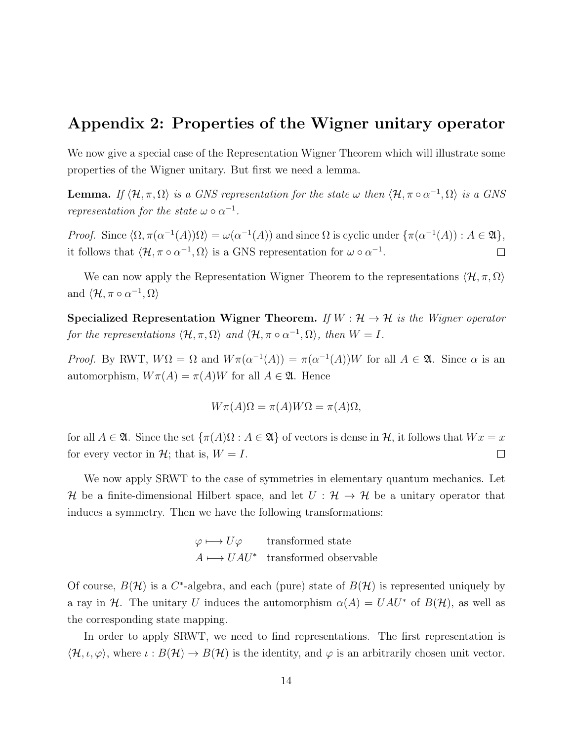## Appendix 2: Properties of the Wigner unitary operator

We now give a special case of the Representation Wigner Theorem which will illustrate some properties of the Wigner unitary. But first we need a lemma.

**Lemma.** *If $\langle \mathcal{H}, \pi, \Omega \rangle$ is a GNS representation for the state $\omega$ then $\langle \mathcal{H}, \pi \circ \alpha^{-1}, \Omega \rangle$ is a GNS representation for the state $\omega \circ \alpha^{-1}$.*

*Proof.* Since $\langle \Omega, \pi(\alpha^{-1}(A))\Omega \rangle = \omega(\alpha^{-1}(A))$ and since $\Omega$ is cyclic under $\{\pi(\alpha^{-1}(A)) : A \in \mathfrak{A}\}$, it follows that $\langle \mathcal{H}, \pi \circ \alpha^{-1}, \Omega \rangle$ is a GNS representation for $\omega \circ \alpha^{-1}$. □

We can now apply the Representation Wigner Theorem to the representations $\langle \mathcal{H}, \pi, \Omega \rangle$ and $\langle \mathcal{H}, \pi \circ \alpha^{-1}, \Omega \rangle$

**Specialized Representation Wigner Theorem.** *If $W : \mathcal{H} \to \mathcal{H}$ is the Wigner operator for the representations $\langle \mathcal{H}, \pi, \Omega \rangle$ and $\langle \mathcal{H}, \pi \circ \alpha^{-1}, \Omega \rangle$, then $W = I$.*

*Proof.* By RWT, $W\Omega = \Omega$ and $W\pi(\alpha^{-1}(A)) = \pi(\alpha^{-1}(A))W$ for all $A \in \mathfrak{A}$. Since $\alpha$ is an automorphism, $W\pi(A) = \pi(A)W$ for all $A \in \mathfrak{A}$. Hence

$$W\pi(A)\Omega = \pi(A)W\Omega = \pi(A)\Omega,$$

for all $A \in \mathfrak{A}$. Since the set $\{\pi(A)\Omega : A \in \mathfrak{A}\}$ of vectors is dense in $\mathcal{H}$, it follows that $Wx = x$ for every vector in $\mathcal{H}$; that is, $W = I$. □

We now apply SRWT to the case of symmetries in elementary quantum mechanics. Let $\mathcal{H}$ be a finite-dimensional Hilbert space, and let $U : \mathcal{H} \to \mathcal{H}$ be a unitary operator that induces a symmetry. Then we have the following transformations:

$$\begin{aligned} \varphi &\longmapsto U\varphi && \text{transformed state} \\ A &\longmapsto UAU^* && \text{transformed observable} \end{aligned}$$

Of course, $B(\mathcal{H})$ is a $C^*$-algebra, and each (pure) state of $B(\mathcal{H})$ is represented uniquely by a ray in $\mathcal{H}$. The unitary $U$ induces the automorphism $\alpha(A) = UAU^*$ of $B(\mathcal{H})$, as well as the corresponding state mapping.

In order to apply SRWT, we need to find representations. The first representation is $\langle \mathcal{H}, \iota, \varphi \rangle$, where $\iota : B(\mathcal{H}) \to B(\mathcal{H})$ is the identity, and $\varphi$ is an arbitrarily chosen unit vector.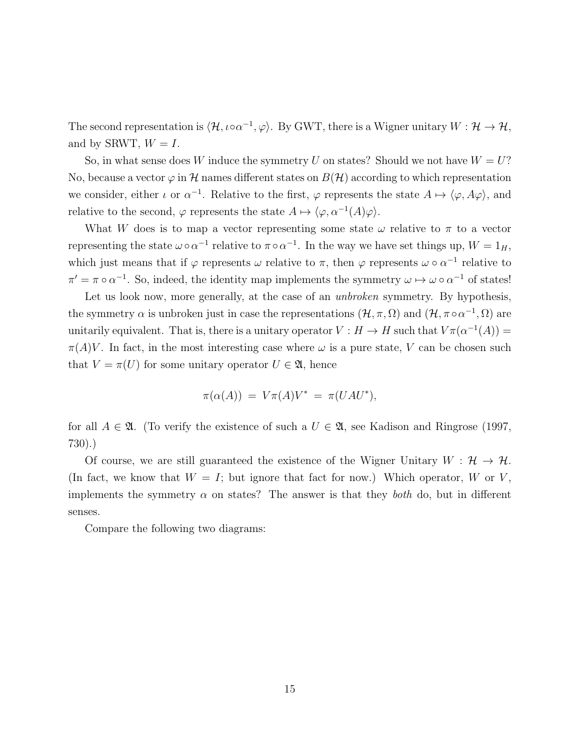The second representation is $\langle \mathcal{H}, \iota \circ \alpha^{-1}, \varphi \rangle$. By GWT, there is a Wigner unitary $W : \mathcal{H} \to \mathcal{H}$, and by SRWT, $W = I$.

So, in what sense does $W$ induce the symmetry $U$ on states? Should we not have $W = U$? No, because a vector $\varphi$ in $\mathcal{H}$ names different states on $B(\mathcal{H})$ according to which representation we consider, either $\iota$ or $\alpha^{-1}$. Relative to the first, $\varphi$ represents the state $A \mapsto \langle \varphi, A\varphi \rangle$, and relative to the second, $\varphi$ represents the state $A \mapsto \langle \varphi, \alpha^{-1}(A)\varphi \rangle$.

What $W$ does is to map a vector representing some state $\omega$ relative to $\pi$ to a vector representing the state $\omega \circ \alpha^{-1}$ relative to $\pi \circ \alpha^{-1}$. In the way we have set things up, $W = 1_H$, which just means that if $\varphi$ represents $\omega$ relative to $\pi$, then $\varphi$ represents $\omega \circ \alpha^{-1}$ relative to $\pi' = \pi \circ \alpha^{-1}$. So, indeed, the identity map implements the symmetry $\omega \mapsto \omega \circ \alpha^{-1}$ of states!

Let us look now, more generally, at the case of an *unbroken* symmetry. By hypothesis, the symmetry $\alpha$ is unbroken just in case the representations $(\mathcal{H}, \pi, \Omega)$ and $(\mathcal{H}, \pi \circ \alpha^{-1}, \Omega)$ are unitarily equivalent. That is, there is a unitary operator $V : H \to H$ such that $V\pi(\alpha^{-1}(A)) = \pi(A)V$. In fact, in the most interesting case where $\omega$ is a pure state, $V$ can be chosen such that $V = \pi(U)$ for some unitary operator $U \in \mathfrak{A}$, hence

$$\pi(\alpha(A)) \;=\; V\pi(A)V^* \;=\; \pi(UAU^*),$$

for all $A \in \mathfrak{A}$. (To verify the existence of such a $U \in \mathfrak{A}$, see Kadison and Ringrose (1997, 730).)

Of course, we are still guaranteed the existence of the Wigner Unitary $W : \mathcal{H} \to \mathcal{H}$. (In fact, we know that $W = I$; but ignore that fact for now.) Which operator, $W$ or $V$, implements the symmetry $\alpha$ on states? The answer is that they *both* do, but in different senses.

Compare the following two diagrams: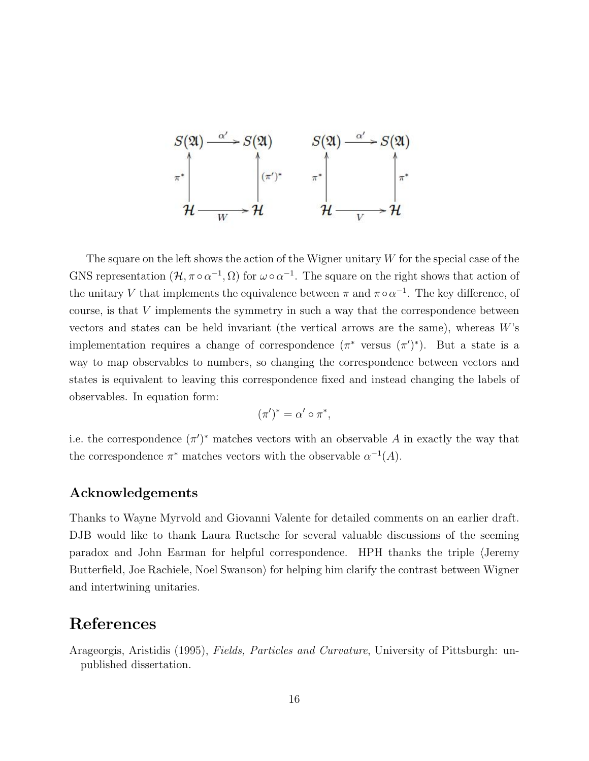$$
\begin{array}{ccc}
S(\mathfrak{A}) & \xrightarrow{\alpha'} & S(\mathfrak{A}) \\
\uparrow{\scriptstyle \pi^*} & & \uparrow{\scriptstyle (\pi')^*} \\
\mathcal{H} & \xrightarrow[W]{} & \mathcal{H}
\end{array}
\qquad\qquad
\begin{array}{ccc}
S(\mathfrak{A}) & \xrightarrow{\alpha'} & S(\mathfrak{A}) \\
\uparrow{\scriptstyle \pi^*} & & \uparrow{\scriptstyle \pi^*} \\
\mathcal{H} & \xrightarrow[V]{} & \mathcal{H}
\end{array}
$$

The square on the left shows the action of the Wigner unitary $W$ for the special case of the GNS representation $(\mathcal{H}, \pi \circ \alpha^{-1}, \Omega)$ for $\omega \circ \alpha^{-1}$. The square on the right shows that action of the unitary $V$ that implements the equivalence between $\pi$ and $\pi \circ \alpha^{-1}$. The key difference, of course, is that $V$ implements the symmetry in such a way that the correspondence between vectors and states can be held invariant (the vertical arrows are the same), whereas $W$'s implementation requires a change of correspondence ($\pi^*$ versus $(\pi')^*$). But a state is a way to map observables to numbers, so changing the correspondence between vectors and states is equivalent to leaving this correspondence fixed and instead changing the labels of observables. In equation form:

$$(\pi')^* = \alpha' \circ \pi^*,$$

i.e. the correspondence $(\pi')^*$ matches vectors with an observable $A$ in exactly the way that the correspondence $\pi^*$ matches vectors with the observable $\alpha^{-1}(A)$.

### Acknowledgements

Thanks to Wayne Myrvold and Giovanni Valente for detailed comments on an earlier draft. DJB would like to thank Laura Ruetsche for several valuable discussions of the seeming paradox and John Earman for helpful correspondence. HPH thanks the triple ⟨Jeremy Butterfield, Joe Rachiele, Noel Swanson⟩ for helping him clarify the contrast between Wigner and intertwining unitaries.

## References

Arageorgis, Aristidis (1995), *Fields, Particles and Curvature*, University of Pittsburgh: unpublished dissertation.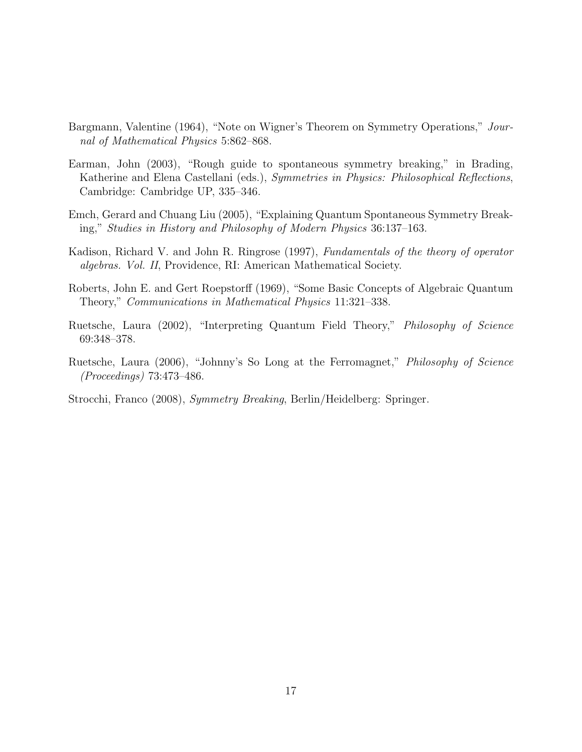Bargmann, Valentine (1964), "Note on Wigner's Theorem on Symmetry Operations," *Journal of Mathematical Physics* 5:862–868.

Earman, John (2003), "Rough guide to spontaneous symmetry breaking," in Brading, Katherine and Elena Castellani (eds.), *Symmetries in Physics: Philosophical Reflections*, Cambridge: Cambridge UP, 335–346.

Emch, Gerard and Chuang Liu (2005), "Explaining Quantum Spontaneous Symmetry Breaking," *Studies in History and Philosophy of Modern Physics* 36:137–163.

Kadison, Richard V. and John R. Ringrose (1997), *Fundamentals of the theory of operator algebras. Vol. II*, Providence, RI: American Mathematical Society.

Roberts, John E. and Gert Roepstorff (1969), "Some Basic Concepts of Algebraic Quantum Theory," *Communications in Mathematical Physics* 11:321–338.

Ruetsche, Laura (2002), "Interpreting Quantum Field Theory," *Philosophy of Science* 69:348–378.

Ruetsche, Laura (2006), "Johnny's So Long at the Ferromagnet," *Philosophy of Science (Proceedings)* 73:473–486.

Strocchi, Franco (2008), *Symmetry Breaking*, Berlin/Heidelberg: Springer.